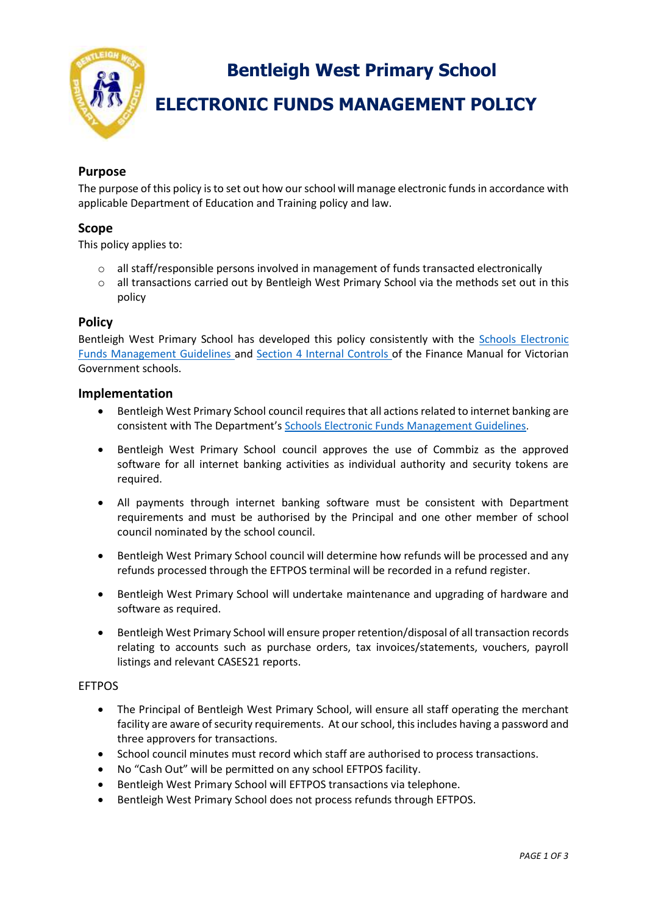# Bentleigh West Primary School

# ELECTRONIC FUNDS MANAGEMENT POLICY

## Purpose

The purpose of this policy is to set out how our school will manage electronic funds in accordance with applicable Department of Education and Training policy and law.

## Scope

This policy applies to:

- all staff/responsible persons involved in management of funds transacted electronically
- all transactions carried out by Bentleigh West Primary School via the methods set out in this policy

## Policy

Bentleigh West Primary School has developed this policy consistently with the Schools Electronic Funds Management Guidelines and Section 4 Internal Controls of the Finance Manual for Victorian Government schools.

## Implementation

- Bentleigh West Primary School council requires that all actions related to internet banking are consistent with The Department's Schools Electronic Funds Management Guidelines.
- Bentleigh West Primary School council approves the use of Commbiz as the approved software for all internet banking activities as individual authority and security tokens are required.
- All payments through internet banking software must be consistent with Department requirements and must be authorised by the Principal and one other member of school council nominated by the school council.
- Bentleigh West Primary School council will determine how refunds will be processed and any refunds processed through the EFTPOS terminal will be recorded in a refund register.
- Bentleigh West Primary School will undertake maintenance and upgrading of hardware and software as required.
- Bentleigh West Primary School will ensure proper retention/disposal of all transaction records relating to accounts such as purchase orders, tax invoices/statements, vouchers, payroll listings and relevant CASES21 reports.

EFTPOS

- The Principal of Bentleigh West Primary School, will ensure all staff operating the merchant facility are aware of security requirements. At our school, this includes having a password and three approvers for transactions.
- School council minutes must record which staff are authorised to process transactions.
- No "Cash Out" will be permitted on any school EFTPOS facility.
- Bentleigh West Primary School will EFTPOS transactions via telephone.
- Bentleigh West Primary School does not process refunds through EFTPOS.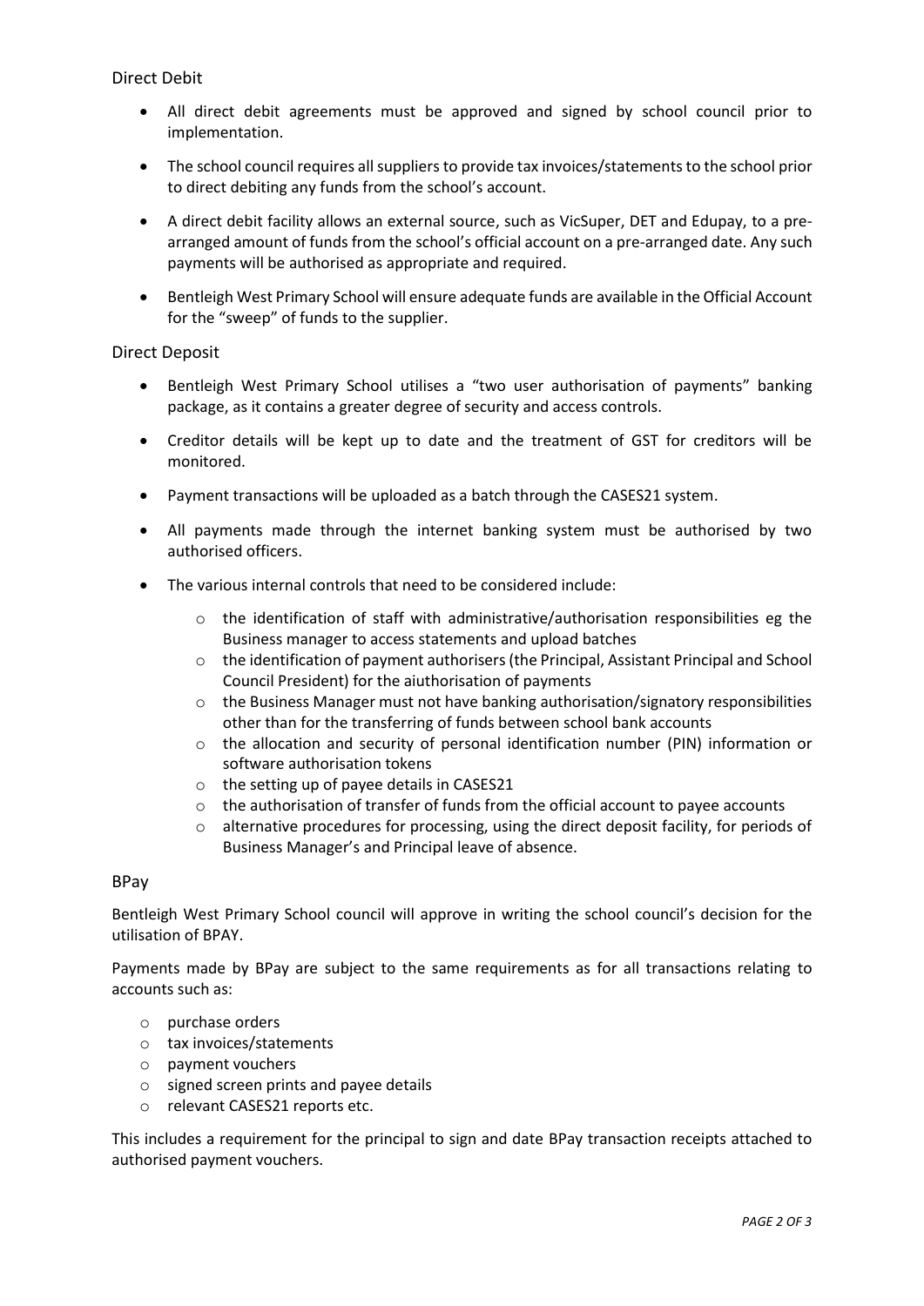## Direct Debit

- All direct debit agreements must be approved and signed by school council prior to implementation.
- The school council requires all suppliers to provide tax invoices/statements to the school prior to direct debiting any funds from the school's account.
- A direct debit facility allows an external source, such as VicSuper, DET and Edupay, to a pre-arranged amount of funds from the school's official account on a pre-arranged date. Any such payments will be authorised as appropriate and required.
- Bentleigh West Primary School will ensure adequate funds are available in the Official Account for the "sweep" of funds to the supplier.

## Direct Deposit

- Bentleigh West Primary School utilises a "two user authorisation of payments" banking package, as it contains a greater degree of security and access controls.
- Creditor details will be kept up to date and the treatment of GST for creditors will be monitored.
- Payment transactions will be uploaded as a batch through the CASES21 system.
- All payments made through the internet banking system must be authorised by two authorised officers.
- The various internal controls that need to be considered include:
  - the identification of staff with administrative/authorisation responsibilities eg the Business manager to access statements and upload batches
  - the identification of payment authorisers (the Principal, Assistant Principal and School Council President) for the aiuthorisation of payments
  - the Business Manager must not have banking authorisation/signatory responsibilities other than for the transferring of funds between school bank accounts
  - the allocation and security of personal identification number (PIN) information or software authorisation tokens
  - the setting up of payee details in CASES21
  - the authorisation of transfer of funds from the official account to payee accounts
  - alternative procedures for processing, using the direct deposit facility, for periods of Business Manager's and Principal leave of absence.

## BPay

Bentleigh West Primary School council will approve in writing the school council's decision for the utilisation of BPAY.

Payments made by BPay are subject to the same requirements as for all transactions relating to accounts such as:

- purchase orders
- tax invoices/statements
- payment vouchers
- signed screen prints and payee details
- relevant CASES21 reports etc.

This includes a requirement for the principal to sign and date BPay transaction receipts attached to authorised payment vouchers.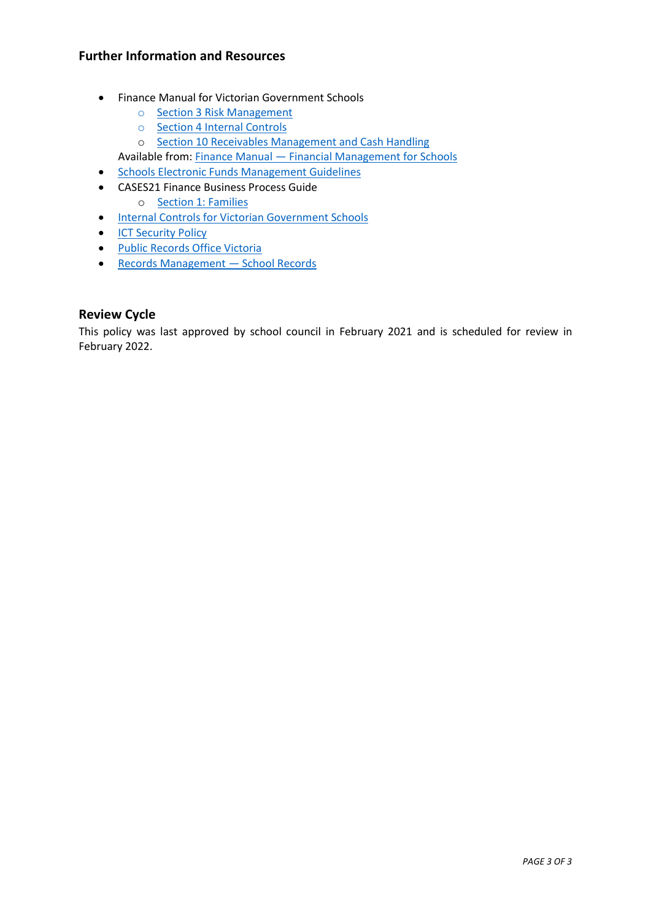## Further Information and Resources

- Finance Manual for Victorian Government Schools
  - Section 3 Risk Management
  - Section 4 Internal Controls
  - Section 10 Receivables Management and Cash Handling

  Available from: Finance Manual — Financial Management for Schools
- Schools Electronic Funds Management Guidelines
- CASES21 Finance Business Process Guide
  - Section 1: Families
- Internal Controls for Victorian Government Schools
- ICT Security Policy
- Public Records Office Victoria
- Records Management — School Records

## Review Cycle

This policy was last approved by school council in February 2021 and is scheduled for review in February 2022.